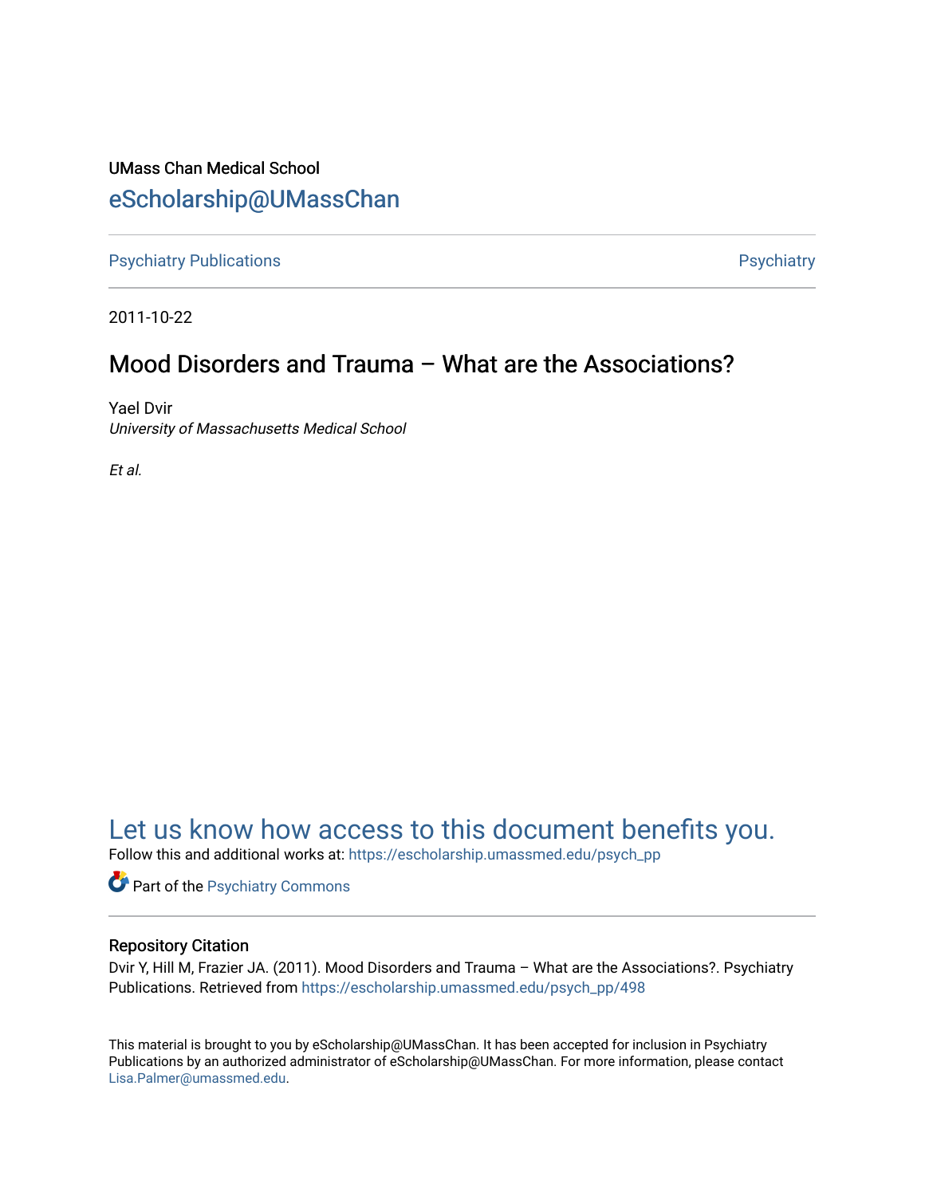UMass Chan Medical School

eScholarship@UMassChan

Psychiatry Publications | Psychiatry

2011-10-22

# Mood Disorders and Trauma – What are the Associations?

Yael Dvir
*University of Massachusetts Medical School*

*Et al.*

Let us know how access to this document benefits you.

Follow this and additional works at: https://escholarship.umassmed.edu/psych_pp

Part of the Psychiatry Commons

## Repository Citation

Dvir Y, Hill M, Frazier JA. (2011). Mood Disorders and Trauma – What are the Associations?. Psychiatry Publications. Retrieved from https://escholarship.umassmed.edu/psych_pp/498

This material is brought to you by eScholarship@UMassChan. It has been accepted for inclusion in Psychiatry Publications by an authorized administrator of eScholarship@UMassChan. For more information, please contact Lisa.Palmer@umassmed.edu.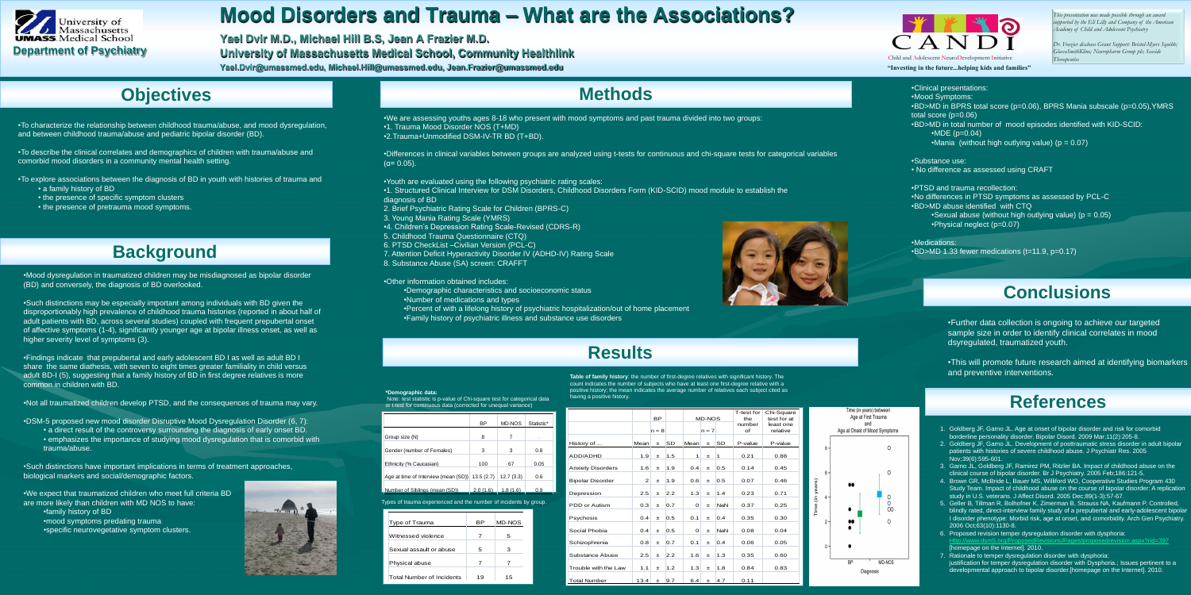# Mood Disorders and Trauma – What are the Associations?

**Yael Dvir M.D., Michael Hill B.S, Jean A Frazier M.D.**
**University of Massachusetts Medical School, Community Healthlink**
**Yael.Dvir@umassmed.edu, Michael.Hill@umassmed.edu, Jean.Frazier@umassmed.edu**

University of Massachusetts Medical School
Department of Psychiatry

CANDI
Child and Adolescent NeuroDevelopment Initiative
"Investing in the future...helping kids and families"

*This presentation was made possible through an award supported by the Eli Lilly and Company of the American Academy of Child and Adolescent Psychiatry*

*Dr. Frazier discloses Grant Support: Bristol-Myers Squibb; GlaxoSmithKline; Neuropharm Group plc; Seaside Therapeutics*

## Objectives

•To characterize the relationship between childhood trauma/abuse, and mood dysregulation, and between childhood trauma/abuse and pediatric bipolar disorder (BD).

•To describe the clinical correlates and demographics of children with trauma/abuse and comorbid mood disorders in a community mental health setting.

•To explore associations between the diagnosis of BD in youth with histories of trauma and
- a family history of BD
- the presence of specific symptom clusters
- the presence of pretrauma mood symptoms.

## Background

•Mood dysregulation in traumatized children may be misdiagnosed as bipolar disorder (BD) and conversely, the diagnosis of BD overlooked.

•Such distinctions may be especially important among individuals with BD given the disproportionably high prevalence of childhood trauma histories (reported in about half of adult patients with BD, across several studies) coupled with frequent prepubertal onset of affective symptoms (1-4), significantly younger age at bipolar illness onset, as well as higher severity level of symptoms (3).

•Findings indicate that prepubertal and early adolescent BD I as well as adult BD I share the same diathesis, with seven to eight times greater familiality in child versus adult BD-I (5), suggesting that a family history of BD in first degree relatives is more common in children with BD.

•Not all traumatized children develop PTSD, and the consequences of trauma may vary.

•DSM-5 proposed new mood disorder Disruptive Mood Dysregulation Disorder (6, 7):
- a direct result of the controversy surrounding the diagnosis of early onset BD.
- emphasizes the importance of studying mood dysregulation that is comorbid with trauma/abuse.

•Such distinctions have important implications in terms of treatment approaches, biological markers and social/demographic factors.

•We expect that traumatized children who meet full criteria BD are more likely than children with MD NOS to have:
- family history of BD
- mood symptoms predating trauma
- specific neurovegetative symptom clusters.

## Methods

•We are assessing youths ages 8-18 who present with mood symptoms and past trauma divided into two groups:
•1. Trauma Mood Disorder NOS (T+MD)
•2.Trauma+Unmodified DSM-IV-TR BD (T+BD).

•Differences in clinical variables between groups are analyzed using t-tests for continuous and chi-square tests for categorical variables ($\alpha$= 0.05).

•Youth are evaluated using the following psychiatric rating scales:
•1. Structured Clinical Interview for DSM Disorders, Childhood Disorders Form (KID-SCID) mood module to establish the diagnosis of BD
2. Brief Psychiatric Rating Scale for Children (BPRS-C)
3. Young Mania Rating Scale (YMRS)
•4. Children's Depression Rating Scale-Revised (CDRS-R)
5. Childhood Trauma Questionnaire (CTQ)
6. PTSD CheckList –Civilian Version (PCL-C)
7. Attention Deficit Hyperactivity Disorder IV (ADHD-IV) Rating Scale
8. Substance Abuse (SA) screen: CRAFFT

•Other information obtained includes:
- •Demographic characteristics and socioeconomic status
- •Number of medications and types
- •Percent of with a lifelong history of psychiatric hospitalization/out of home placement
- •Family history of psychiatric illness and substance use disorders

## Results

**\*Demographic data:**
Note: test statistic is p-value of Chi-square test for categorical data or t-test for continuous data (corrected for unequal variance)

| | BP | MD-NOS | Statistic* |
|---|---|---|---|
| Group size (N) | 8 | 7 | . |
| Gender (number of Females) | 3 | 3 | 0.8 |
| Ethnicity (% Caucasian) | 100 | 67 | 0.05 |
| Age at time of Interview (mean (SD)) | 13.5 (2.7) | 12.7 (3.3) | 0.6 |
| Number of Siblings (mean (SD)) | 2.0 (1.6) | 1.8 (1.6) | 0.9 |

Types of trauma experienced and the number of incidents by group.

| Type of Trauma | BP | MD-NOS |
|---|---|---|
| Witnessed violence | 7 | 5 |
| Sexual assault or abuse | 5 | 3 |
| Physical abuse | 7 | 7 |
| Total Number of Incidents | 19 | 15 |

**Table of family history**: the number of first-degree relatives with significant history. The count indicates the number of subjects who have at least one first-degree relative with a positive history; the mean indicates the average number of relatives each subject cited as having a positive history.

| | BP n = 8 | | | MD-NOS n = 7 | | | T-test for the number of | Chi-Square test for at least one relative |
|---|---|---|---|---|---|---|---|---|
| History of ... | Mean | ± | SD | Mean | ± | SD | P-value | P-value |
| ADD/ADHD | 1.9 | ± | 1.5 | 1 | ± | 1 | 0.21 | 0.88 |
| Anxiety Disorders | 1.6 | ± | 1.9 | 0.4 | ± | 0.5 | 0.14 | 0.45 |
| Bipolar Disorder | 2 | ± | 1.9 | 0.6 | ± | 0.5 | 0.07 | 0.46 |
| Depression | 2.5 | ± | 2.2 | 1.3 | ± | 1.4 | 0.23 | 0.71 |
| PDD or Autism | 0.3 | ± | 0.7 | 0 | ± | NaN | 0.37 | 0.25 |
| Psychosis | 0.4 | ± | 0.5 | 0.1 | ± | 0.4 | 0.35 | 0.30 |
| Social Phobia | 0.4 | ± | 0.5 | 0 | ± | NaN | 0.08 | 0.04 |
| Schizophrenia | 0.8 | ± | 0.7 | 0.1 | ± | 0.4 | 0.06 | 0.05 |
| Substance Abuse | 2.5 | ± | 2.2 | 1.6 | ± | 1.3 | 0.35 | 0.60 |
| Trouble with the Law | 1.1 | ± | 1.2 | 1.3 | ± | 1.8 | 0.84 | 0.83 |
| Total Number | 13.4 | ± | 9.7 | 6.4 | ± | 4.7 | 0.11 | |

Time (in years) between Age at First Trauma and Age at Onset of Mood Symptoms

Time (in years)
8
6
4
2
0
BP
MD-NOS
Diagnosis

•Clinical presentations:
•Mood Symptoms:
•BD>MD in BPRS total score (p=0.06), BPRS Mania subscale (p=0.05),YMRS total score (p=0.06)
•BD>MD in total number of mood episodes identified with KID-SCID:
- •MDE (p=0.04)
- •Mania (without high outlying value) (p = 0.07)

•Substance use:
• No difference as assessed using CRAFT

•PTSD and trauma recollection:
•No differences in PTSD symptoms as assessed by PCL-C
•BD>MD abuse identified with CTQ
- •Sexual abuse (without high outlying value) (p = 0.05)
- •Physical neglect (p=0.07)

•Medications:
•BD>MD 1.33 fewer medications (t=11.9, p=0.17)

## Conclusions

•Further data collection is ongoing to achieve our targeted sample size in order to identify clinical correlates in mood dsyregulated, traumatized youth.

•This will promote future research aimed at identifying biomarkers and preventive interventions.

## References

1. Goldberg JF, Garno JL. Age at onset of bipolar disorder and risk for comorbid borderline personality disorder. Bipolar Disord. 2009 Mar;11(2):205-8.
2. Goldberg JF, Garno JL. Development of posttraumatic stress disorder in adult bipolar patients with histories of severe childhood abuse. J Psychiatr Res. 2005 Nov;39(6):595-601.
3. Garno JL, Goldberg JF, Ramirez PM, Ritzler BA. Impact of childhood abuse on the clinical course of bipolar disorder. Br J Psychiatry. 2005 Feb;186:121-5.
4. Brown GR, McBride L, Bauer MS, Williford WO, Cooperative Studies Program 430 Study Team. Impact of childhood abuse on the course of bipolar disorder: A replication study in U.S. veterans. J Affect Disord. 2005 Dec;89(1-3):57-67.
5. Geller B, Tillman R, Bolhofner K, Zimerman B, Strauss NA, Kaufmann P. Controlled, blindly rated, direct-interview family study of a prepubertal and early-adolescent bipolar I disorder phenotype: Morbid risk, age at onset, and comorbidity. Arch Gen Psychiatry. 2006 Oct;63(10):1130-8.
6. Proposed revision temper dysregulation disorder with dysphoria: Http://www.dsm5.org/ProposedRevisions/Pages/proposedrevision.aspx?rid=397 [homepage on the Internet]. 2010.
7. Rationale to temper dysregulation disorder with dysphoria: justification for temper dysregulation disorder with Dysphoria.; Issues pertinent to a developmental approach to bipolar disorder.[homepage on the Internet]. 2010.